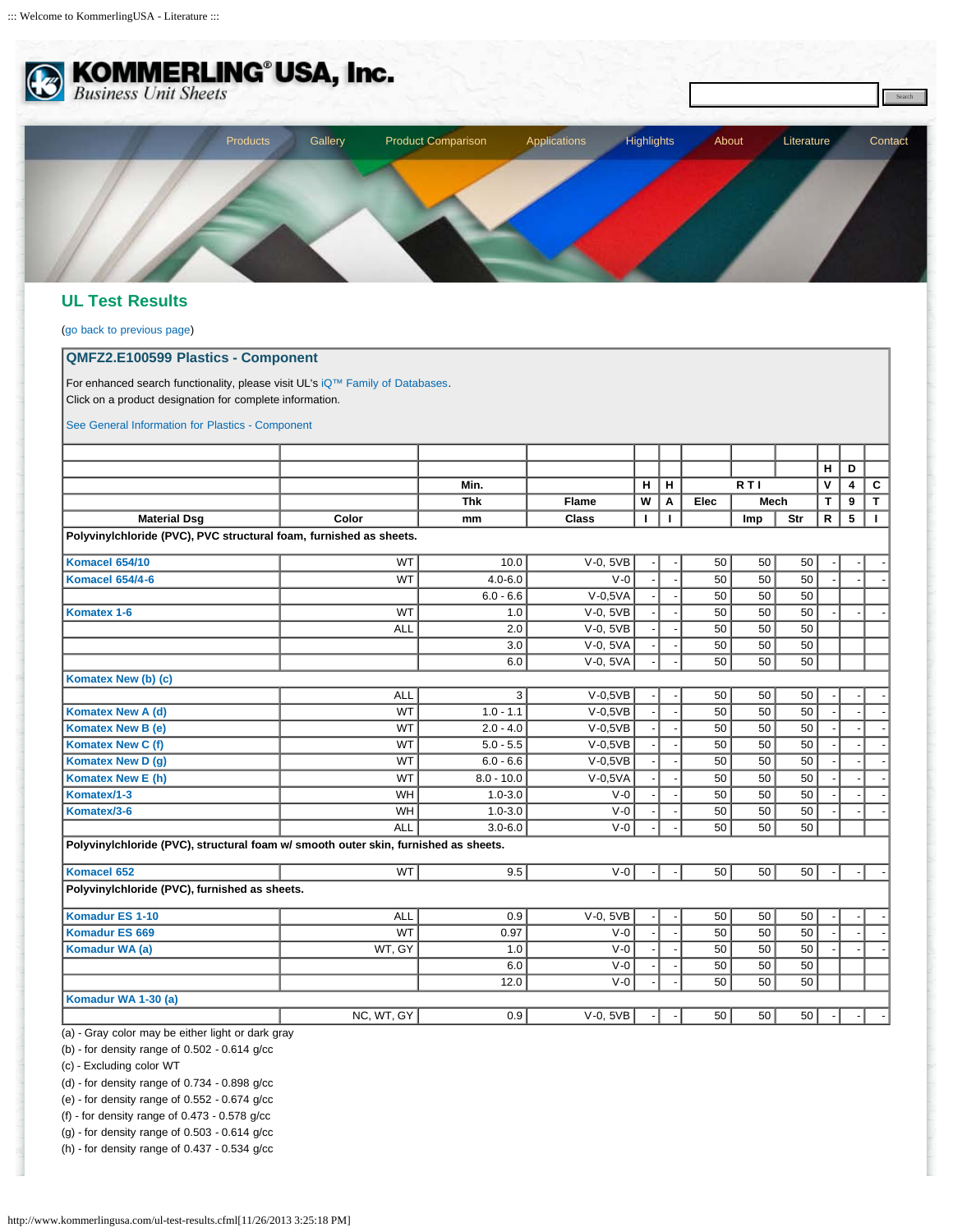# KOMMERLING® USA, Inc.

*Business Unit Sheets*

Search

Products | Gallery | Product Comparison | Applications | Highlights | About | Literature | Contact

## UL Test Results

(go back to previous page)

### QMFZ2.E100599 Plastics - Component

For enhanced search functionality, please visit UL's iQ™ Family of Databases.
Click on a product designation for complete information.

See General Information for Plastics - Component

| | | | | | | | | | H | D | |
|---|---|---|---|---|---|---|---|---|---|---|---|
| | | Min. | | H | H | R T I | | | V | 4 | C |
| | | Thk | Flame | W | A | Elec | Mech | | T | 9 | T |
| Material Dsg | Color | mm | Class | I | I | | Imp | Str | R | 5 | I |
| **Polyvinylchloride (PVC), PVC structural foam, furnished as sheets.** | | | | | | | | | | | |
| Komacel 654/10 | WT | 10.0 | V-0, 5VB | - | - | 50 | 50 | 50 | - | - | - |
| Komacel 654/4-6 | WT | 4.0-6.0 | V-0 | - | - | 50 | 50 | 50 | - | - | - |
| | | 6.0 - 6.6 | V-0,5VA | - | - | 50 | 50 | 50 | | | |
| Komatex 1-6 | WT | 1.0 | V-0, 5VB | - | - | 50 | 50 | 50 | - | - | - |
| | ALL | 2.0 | V-0, 5VB | - | - | 50 | 50 | 50 | | | |
| | | 3.0 | V-0, 5VA | - | - | 50 | 50 | 50 | | | |
| | | 6.0 | V-0, 5VA | - | - | 50 | 50 | 50 | | | |
| Komatex New (b) (c) | | | | | | | | | | | |
| | ALL | 3 | V-0,5VB | - | - | 50 | 50 | 50 | - | - | - |
| Komatex New A (d) | WT | 1.0 - 1.1 | V-0,5VB | - | - | 50 | 50 | 50 | - | - | - |
| Komatex New B (e) | WT | 2.0 - 4.0 | V-0,5VB | - | - | 50 | 50 | 50 | - | - | - |
| Komatex New C (f) | WT | 5.0 - 5.5 | V-0,5VB | - | - | 50 | 50 | 50 | - | - | - |
| Komatex New D (g) | WT | 6.0 - 6.6 | V-0,5VB | - | - | 50 | 50 | 50 | - | - | - |
| Komatex New E (h) | WT | 8.0 - 10.0 | V-0,5VA | - | - | 50 | 50 | 50 | - | - | - |
| Komatex/1-3 | WH | 1.0-3.0 | V-0 | - | - | 50 | 50 | 50 | - | - | - |
| Komatex/3-6 | WH | 1.0-3.0 | V-0 | - | - | 50 | 50 | 50 | - | - | - |
| | ALL | 3.0-6.0 | V-0 | - | - | 50 | 50 | 50 | | | |
| **Polyvinylchloride (PVC), structural foam w/ smooth outer skin, furnished as sheets.** | | | | | | | | | | | |
| Komacel 652 | WT | 9.5 | V-0 | - | - | 50 | 50 | 50 | - | - | - |
| **Polyvinylchloride (PVC), furnished as sheets.** | | | | | | | | | | | |
| Komadur ES 1-10 | ALL | 0.9 | V-0, 5VB | - | - | 50 | 50 | 50 | - | - | - |
| Komadur ES 669 | WT | 0.97 | V-0 | - | - | 50 | 50 | 50 | - | - | - |
| Komadur WA (a) | WT, GY | 1.0 | V-0 | - | - | 50 | 50 | 50 | - | - | - |
| | | 6.0 | V-0 | - | - | 50 | 50 | 50 | | | |
| | | 12.0 | V-0 | - | - | 50 | 50 | 50 | | | |
| Komadur WA 1-30 (a) | | | | | | | | | | | |
| | NC, WT, GY | 0.9 | V-0, 5VB | - | - | 50 | 50 | 50 | - | - | - |

(a) - Gray color may be either light or dark gray
(b) - for density range of 0.502 - 0.614 g/cc
(c) - Excluding color WT
(d) - for density range of 0.734 - 0.898 g/cc
(e) - for density range of 0.552 - 0.674 g/cc
(f) - for density range of 0.473 - 0.578 g/cc
(g) - for density range of 0.503 - 0.614 g/cc
(h) - for density range of 0.437 - 0.534 g/cc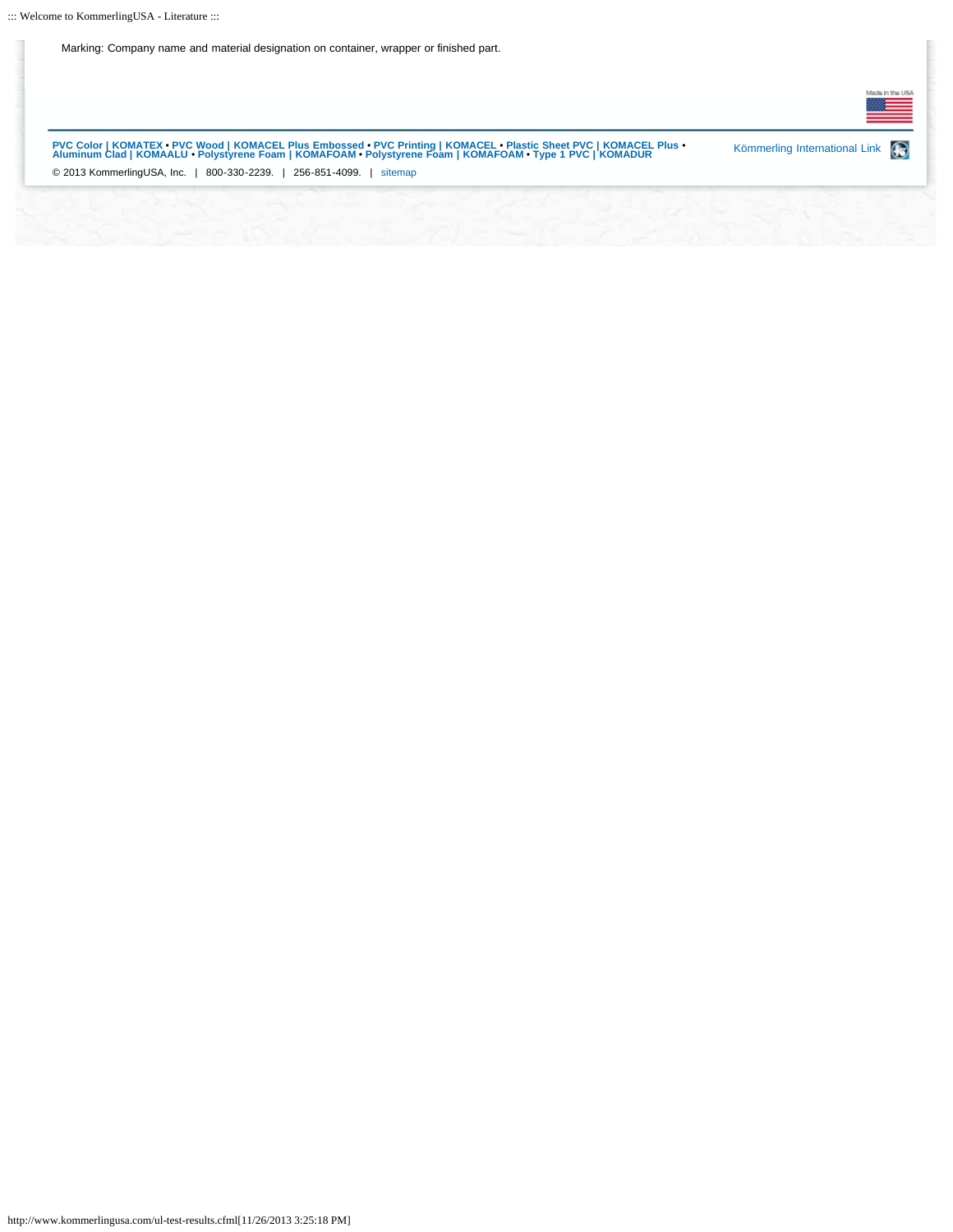Marking: Company name and material designation on container, wrapper or finished part.

Made in the USA

PVC Color | KOMATEX • PVC Wood | KOMACEL Plus Embossed • PVC Printing | KOMACEL • Plastic Sheet PVC | KOMACEL Plus • Aluminum Clad | KOMAALU • Polystyrene Foam | KOMAFOAM • Polystyrene Foam | KOMAFOAM • Type 1 PVC | KOMADUR

Kömmerling International Link

© 2013 KommerlingUSA, Inc. | 800-330-2239. | 256-851-4099. | sitemap